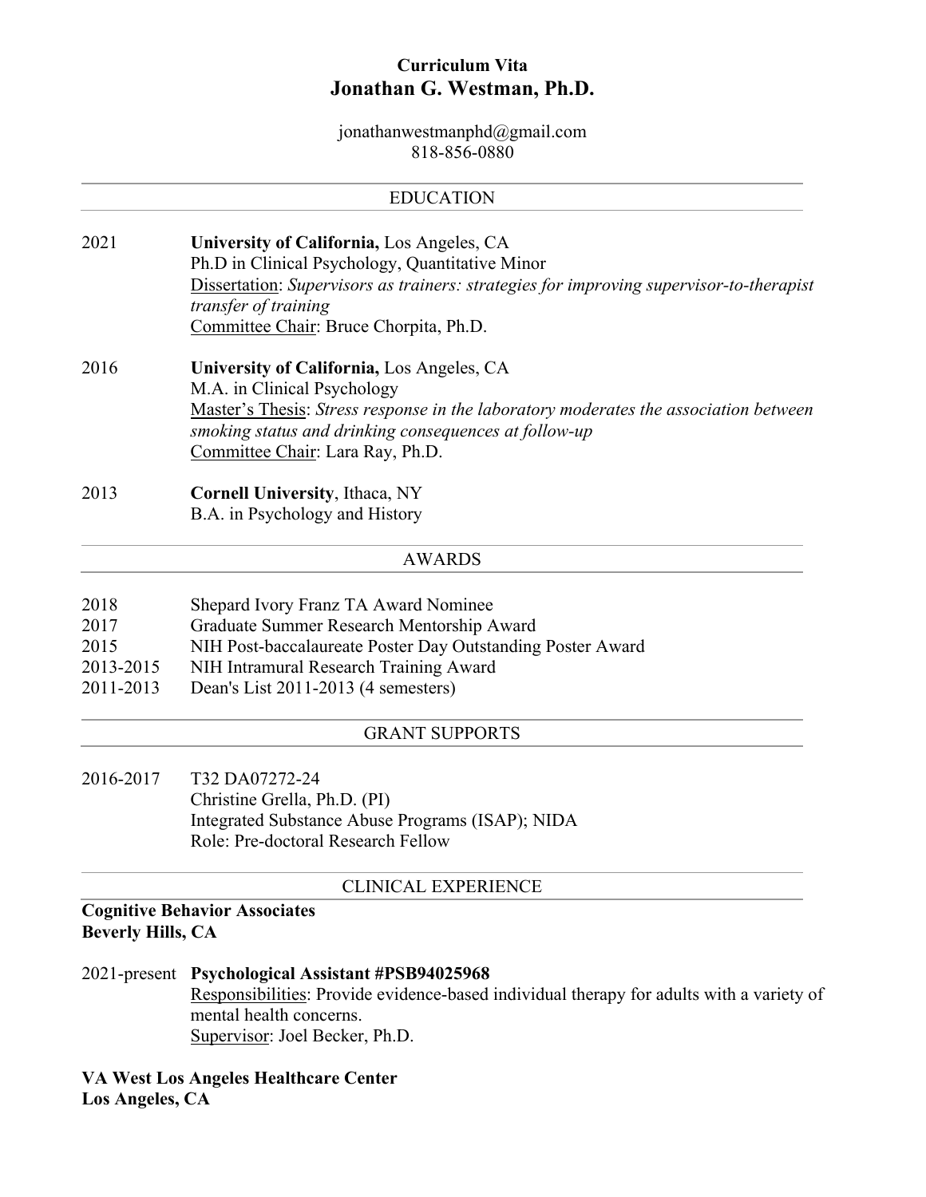# Curriculum Vita
# Jonathan G. Westman, Ph.D.

jonathanwestmanphd@gmail.com
818-856-0880

## EDUCATION

2021 — **University of California,** Los Angeles, CA
Ph.D in Clinical Psychology, Quantitative Minor
Dissertation: *Supervisors as trainers: strategies for improving supervisor-to-therapist transfer of training*
Committee Chair: Bruce Chorpita, Ph.D.

2016 — **University of California,** Los Angeles, CA
M.A. in Clinical Psychology
Master's Thesis: *Stress response in the laboratory moderates the association between smoking status and drinking consequences at follow-up*
Committee Chair: Lara Ray, Ph.D.

2013 — **Cornell University**, Ithaca, NY
B.A. in Psychology and History

## AWARDS

- 2018 — Shepard Ivory Franz TA Award Nominee
- 2017 — Graduate Summer Research Mentorship Award
- 2015 — NIH Post-baccalaureate Poster Day Outstanding Poster Award
- 2013-2015 — NIH Intramural Research Training Award
- 2011-2013 — Dean's List 2011-2013 (4 semesters)

## GRANT SUPPORTS

2016-2017 — T32 DA07272-24
Christine Grella, Ph.D. (PI)
Integrated Substance Abuse Programs (ISAP); NIDA
Role: Pre-doctoral Research Fellow

## CLINICAL EXPERIENCE

**Cognitive Behavior Associates**
**Beverly Hills, CA**

2021-present — **Psychological Assistant #PSB94025968**
Responsibilities: Provide evidence-based individual therapy for adults with a variety of mental health concerns.
Supervisor: Joel Becker, Ph.D.

**VA West Los Angeles Healthcare Center**
**Los Angeles, CA**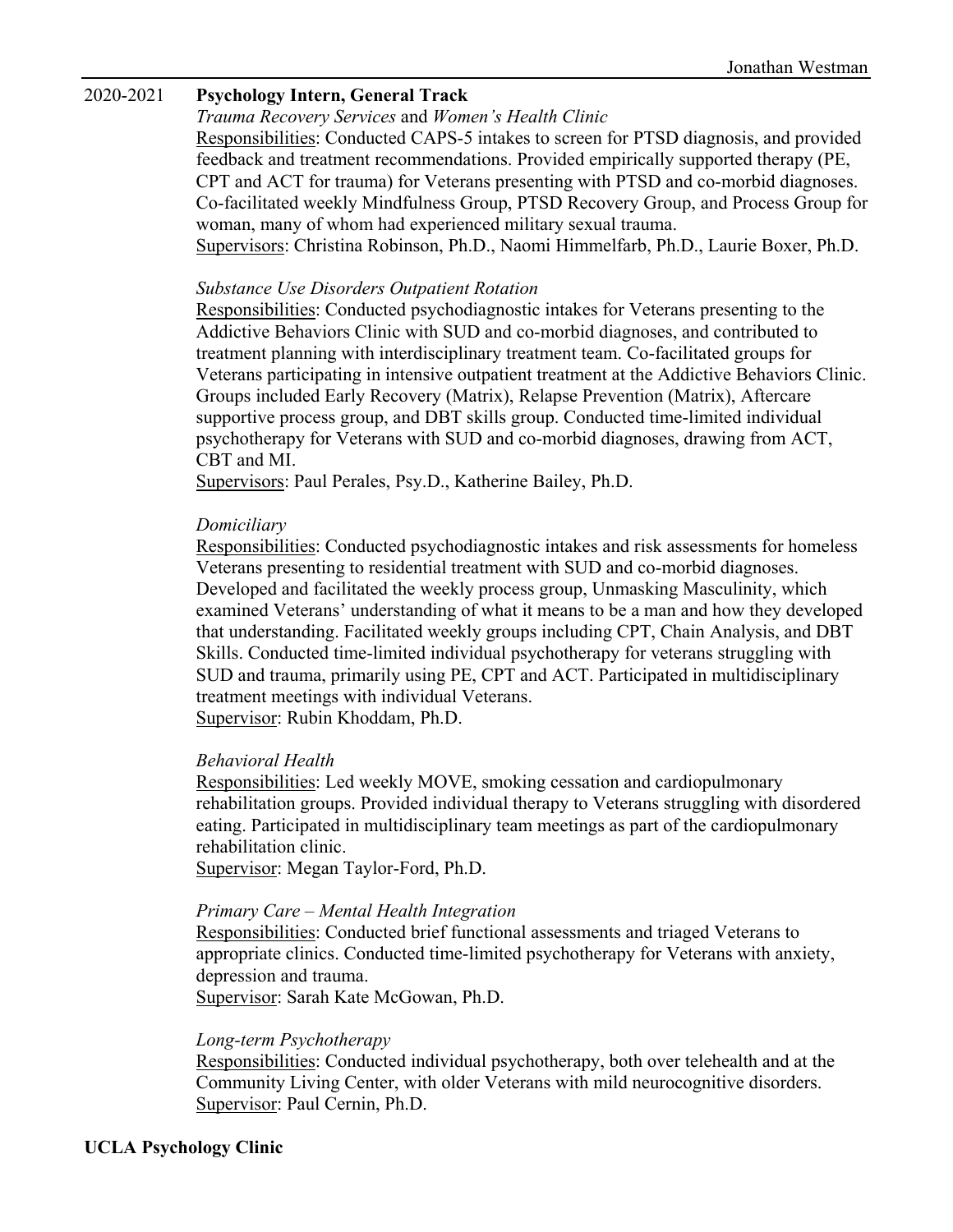2020-2021 **Psychology Intern, General Track**

*Trauma Recovery Services* and *Women's Health Clinic*

Responsibilities: Conducted CAPS-5 intakes to screen for PTSD diagnosis, and provided feedback and treatment recommendations. Provided empirically supported therapy (PE, CPT and ACT for trauma) for Veterans presenting with PTSD and co-morbid diagnoses. Co-facilitated weekly Mindfulness Group, PTSD Recovery Group, and Process Group for woman, many of whom had experienced military sexual trauma.

Supervisors: Christina Robinson, Ph.D., Naomi Himmelfarb, Ph.D., Laurie Boxer, Ph.D.

*Substance Use Disorders Outpatient Rotation*

Responsibilities: Conducted psychodiagnostic intakes for Veterans presenting to the Addictive Behaviors Clinic with SUD and co-morbid diagnoses, and contributed to treatment planning with interdisciplinary treatment team. Co-facilitated groups for Veterans participating in intensive outpatient treatment at the Addictive Behaviors Clinic. Groups included Early Recovery (Matrix), Relapse Prevention (Matrix), Aftercare supportive process group, and DBT skills group. Conducted time-limited individual psychotherapy for Veterans with SUD and co-morbid diagnoses, drawing from ACT, CBT and MI.

Supervisors: Paul Perales, Psy.D., Katherine Bailey, Ph.D.

*Domiciliary*

Responsibilities: Conducted psychodiagnostic intakes and risk assessments for homeless Veterans presenting to residential treatment with SUD and co-morbid diagnoses. Developed and facilitated the weekly process group, Unmasking Masculinity, which examined Veterans' understanding of what it means to be a man and how they developed that understanding. Facilitated weekly groups including CPT, Chain Analysis, and DBT Skills. Conducted time-limited individual psychotherapy for veterans struggling with SUD and trauma, primarily using PE, CPT and ACT. Participated in multidisciplinary treatment meetings with individual Veterans.

Supervisor: Rubin Khoddam, Ph.D.

*Behavioral Health*

Responsibilities: Led weekly MOVE, smoking cessation and cardiopulmonary rehabilitation groups. Provided individual therapy to Veterans struggling with disordered eating. Participated in multidisciplinary team meetings as part of the cardiopulmonary rehabilitation clinic.

Supervisor: Megan Taylor-Ford, Ph.D.

*Primary Care – Mental Health Integration*

Responsibilities: Conducted brief functional assessments and triaged Veterans to appropriate clinics. Conducted time-limited psychotherapy for Veterans with anxiety, depression and trauma.

Supervisor: Sarah Kate McGowan, Ph.D.

*Long-term Psychotherapy*

Responsibilities: Conducted individual psychotherapy, both over telehealth and at the Community Living Center, with older Veterans with mild neurocognitive disorders.

Supervisor: Paul Cernin, Ph.D.

**UCLA Psychology Clinic**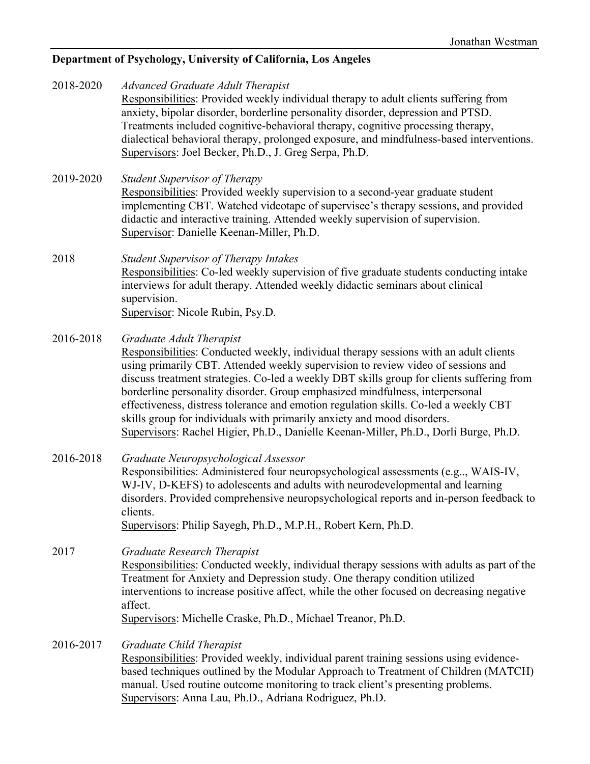**Department of Psychology, University of California, Los Angeles**

2018-2020 *Advanced Graduate Adult Therapist*
Responsibilities: Provided weekly individual therapy to adult clients suffering from anxiety, bipolar disorder, borderline personality disorder, depression and PTSD. Treatments included cognitive-behavioral therapy, cognitive processing therapy, dialectical behavioral therapy, prolonged exposure, and mindfulness-based interventions.
Supervisors: Joel Becker, Ph.D., J. Greg Serpa, Ph.D.

2019-2020 *Student Supervisor of Therapy*
Responsibilities: Provided weekly supervision to a second-year graduate student implementing CBT. Watched videotape of supervisee's therapy sessions, and provided didactic and interactive training. Attended weekly supervision of supervision.
Supervisor: Danielle Keenan-Miller, Ph.D.

2018 *Student Supervisor of Therapy Intakes*
Responsibilities: Co-led weekly supervision of five graduate students conducting intake interviews for adult therapy. Attended weekly didactic seminars about clinical supervision.
Supervisor: Nicole Rubin, Psy.D.

2016-2018 *Graduate Adult Therapist*
Responsibilities: Conducted weekly, individual therapy sessions with an adult clients using primarily CBT. Attended weekly supervision to review video of sessions and discuss treatment strategies. Co-led a weekly DBT skills group for clients suffering from borderline personality disorder. Group emphasized mindfulness, interpersonal effectiveness, distress tolerance and emotion regulation skills. Co-led a weekly CBT skills group for individuals with primarily anxiety and mood disorders.
Supervisors: Rachel Higier, Ph.D., Danielle Keenan-Miller, Ph.D., Dorli Burge, Ph.D.

2016-2018 *Graduate Neuropsychological Assessor*
Responsibilities: Administered four neuropsychological assessments (e.g.., WAIS-IV, WJ-IV, D-KEFS) to adolescents and adults with neurodevelopmental and learning disorders. Provided comprehensive neuropsychological reports and in-person feedback to clients.
Supervisors: Philip Sayegh, Ph.D., M.P.H., Robert Kern, Ph.D.

2017 *Graduate Research Therapist*
Responsibilities: Conducted weekly, individual therapy sessions with adults as part of the Treatment for Anxiety and Depression study. One therapy condition utilized interventions to increase positive affect, while the other focused on decreasing negative affect.
Supervisors: Michelle Craske, Ph.D., Michael Treanor, Ph.D.

2016-2017 *Graduate Child Therapist*
Responsibilities: Provided weekly, individual parent training sessions using evidence-based techniques outlined by the Modular Approach to Treatment of Children (MATCH) manual. Used routine outcome monitoring to track client's presenting problems.
Supervisors: Anna Lau, Ph.D., Adriana Rodriguez, Ph.D.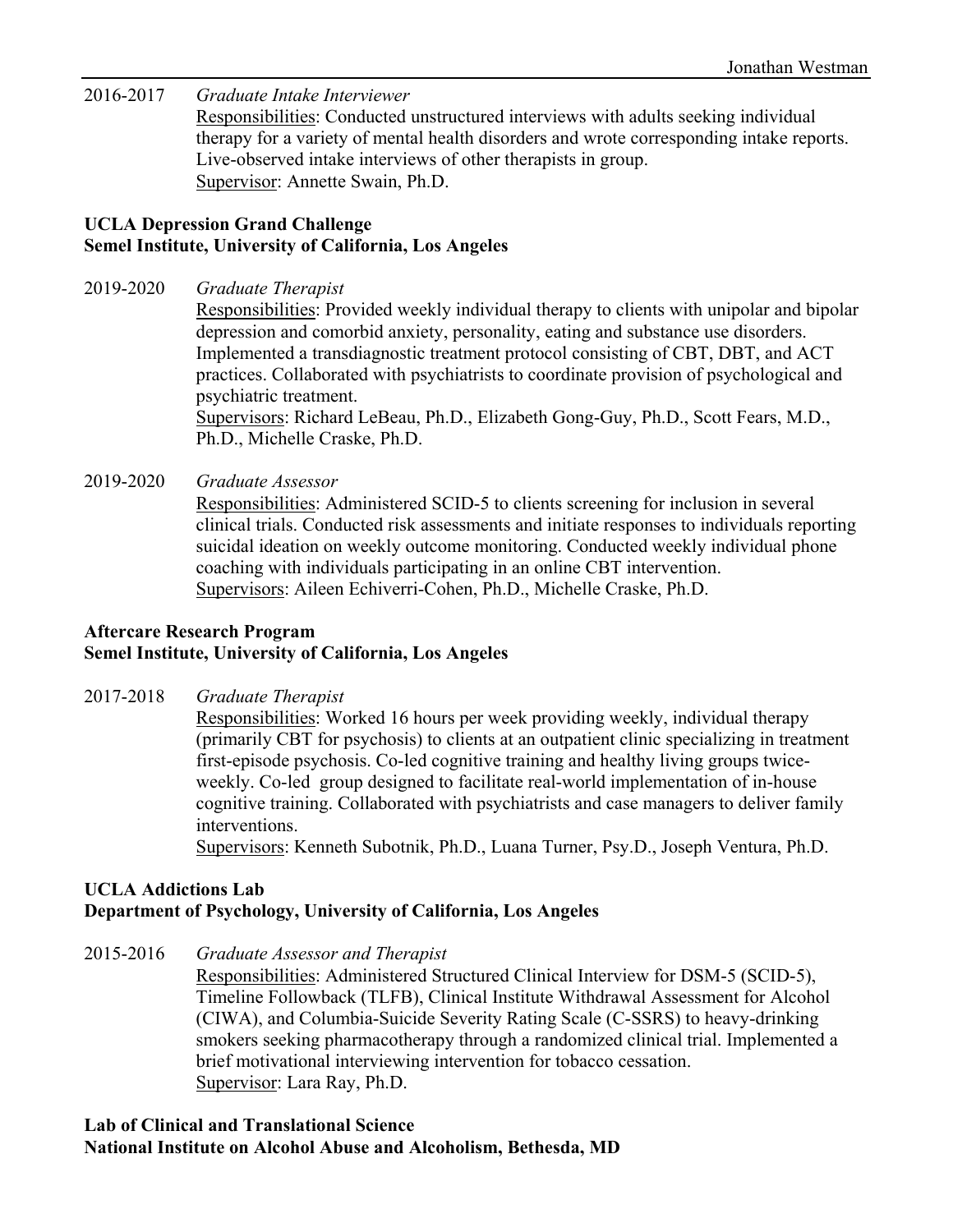2016-2017 *Graduate Intake Interviewer*
Responsibilities: Conducted unstructured interviews with adults seeking individual therapy for a variety of mental health disorders and wrote corresponding intake reports. Live-observed intake interviews of other therapists in group.
Supervisor: Annette Swain, Ph.D.

**UCLA Depression Grand Challenge**
**Semel Institute, University of California, Los Angeles**

2019-2020 *Graduate Therapist*
Responsibilities: Provided weekly individual therapy to clients with unipolar and bipolar depression and comorbid anxiety, personality, eating and substance use disorders. Implemented a transdiagnostic treatment protocol consisting of CBT, DBT, and ACT practices. Collaborated with psychiatrists to coordinate provision of psychological and psychiatric treatment.
Supervisors: Richard LeBeau, Ph.D., Elizabeth Gong-Guy, Ph.D., Scott Fears, M.D., Ph.D., Michelle Craske, Ph.D.

2019-2020 *Graduate Assessor*
Responsibilities: Administered SCID-5 to clients screening for inclusion in several clinical trials. Conducted risk assessments and initiate responses to individuals reporting suicidal ideation on weekly outcome monitoring. Conducted weekly individual phone coaching with individuals participating in an online CBT intervention.
Supervisors: Aileen Echiverri-Cohen, Ph.D., Michelle Craske, Ph.D.

**Aftercare Research Program**
**Semel Institute, University of California, Los Angeles**

2017-2018 *Graduate Therapist*
Responsibilities: Worked 16 hours per week providing weekly, individual therapy (primarily CBT for psychosis) to clients at an outpatient clinic specializing in treatment first-episode psychosis. Co-led cognitive training and healthy living groups twice-weekly. Co-led group designed to facilitate real-world implementation of in-house cognitive training. Collaborated with psychiatrists and case managers to deliver family interventions.
Supervisors: Kenneth Subotnik, Ph.D., Luana Turner, Psy.D., Joseph Ventura, Ph.D.

**UCLA Addictions Lab**
**Department of Psychology, University of California, Los Angeles**

2015-2016 *Graduate Assessor and Therapist*
Responsibilities: Administered Structured Clinical Interview for DSM-5 (SCID-5), Timeline Followback (TLFB), Clinical Institute Withdrawal Assessment for Alcohol (CIWA), and Columbia-Suicide Severity Rating Scale (C-SSRS) to heavy-drinking smokers seeking pharmacotherapy through a randomized clinical trial. Implemented a brief motivational interviewing intervention for tobacco cessation.
Supervisor: Lara Ray, Ph.D.

**Lab of Clinical and Translational Science**
**National Institute on Alcohol Abuse and Alcoholism, Bethesda, MD**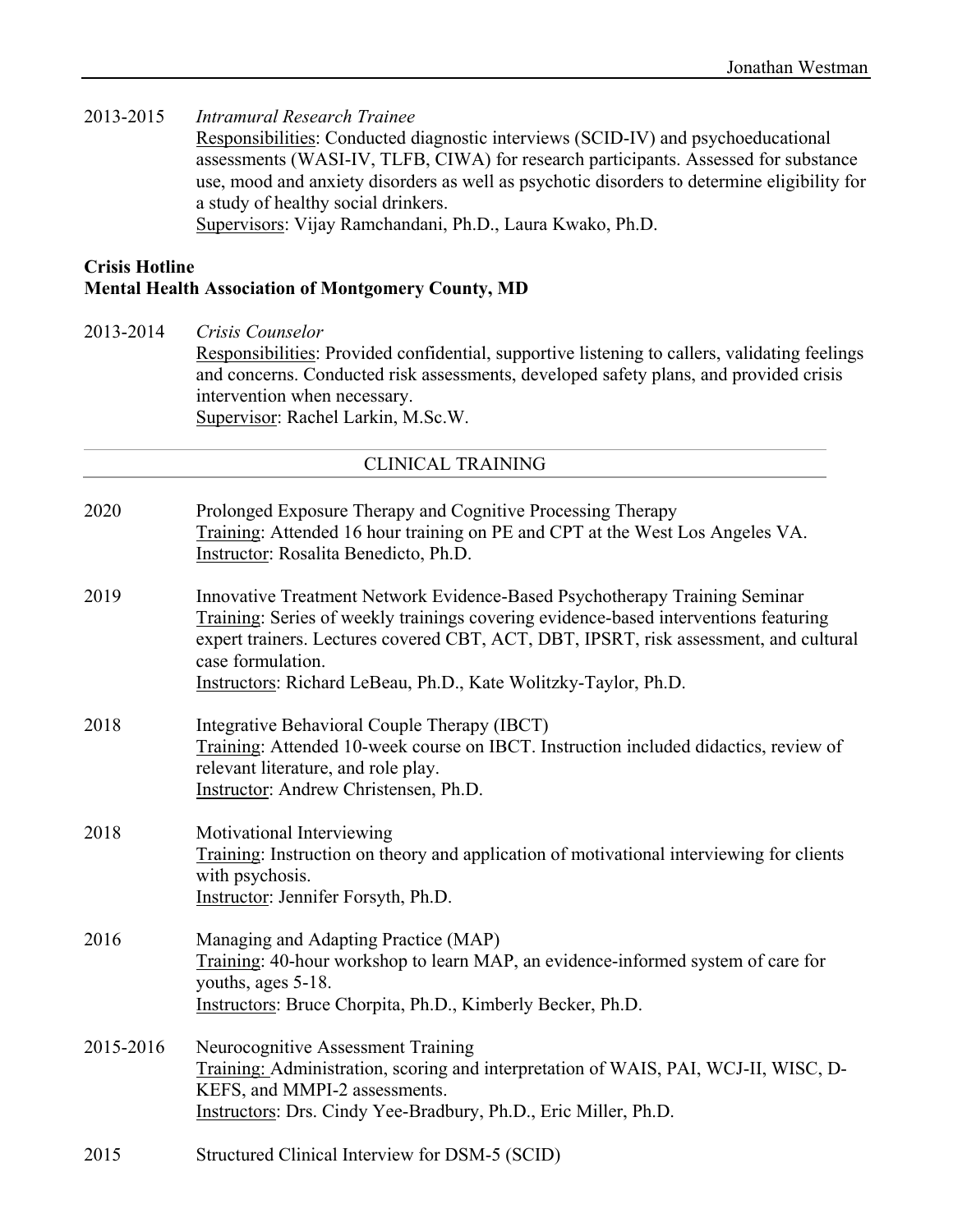2013-2015 *Intramural Research Trainee*

Responsibilities: Conducted diagnostic interviews (SCID-IV) and psychoeducational assessments (WASI-IV, TLFB, CIWA) for research participants. Assessed for substance use, mood and anxiety disorders as well as psychotic disorders to determine eligibility for a study of healthy social drinkers.

Supervisors: Vijay Ramchandani, Ph.D., Laura Kwako, Ph.D.

**Crisis Hotline**
**Mental Health Association of Montgomery County, MD**

2013-2014 *Crisis Counselor*

Responsibilities: Provided confidential, supportive listening to callers, validating feelings and concerns. Conducted risk assessments, developed safety plans, and provided crisis intervention when necessary.

Supervisor: Rachel Larkin, M.Sc.W.

## CLINICAL TRAINING

2020 Prolonged Exposure Therapy and Cognitive Processing Therapy

Training: Attended 16 hour training on PE and CPT at the West Los Angeles VA.

Instructor: Rosalita Benedicto, Ph.D.

2019 Innovative Treatment Network Evidence-Based Psychotherapy Training Seminar

Training: Series of weekly trainings covering evidence-based interventions featuring expert trainers. Lectures covered CBT, ACT, DBT, IPSRT, risk assessment, and cultural case formulation.

Instructors: Richard LeBeau, Ph.D., Kate Wolitzky-Taylor, Ph.D.

2018 Integrative Behavioral Couple Therapy (IBCT)

Training: Attended 10-week course on IBCT. Instruction included didactics, review of relevant literature, and role play.

Instructor: Andrew Christensen, Ph.D.

2018 Motivational Interviewing

Training: Instruction on theory and application of motivational interviewing for clients with psychosis.

Instructor: Jennifer Forsyth, Ph.D.

2016 Managing and Adapting Practice (MAP)

Training: 40-hour workshop to learn MAP, an evidence-informed system of care for youths, ages 5-18.

Instructors: Bruce Chorpita, Ph.D., Kimberly Becker, Ph.D.

2015-2016 Neurocognitive Assessment Training

Training: Administration, scoring and interpretation of WAIS, PAI, WCJ-II, WISC, D-KEFS, and MMPI-2 assessments.

Instructors: Drs. Cindy Yee-Bradbury, Ph.D., Eric Miller, Ph.D.

2015 Structured Clinical Interview for DSM-5 (SCID)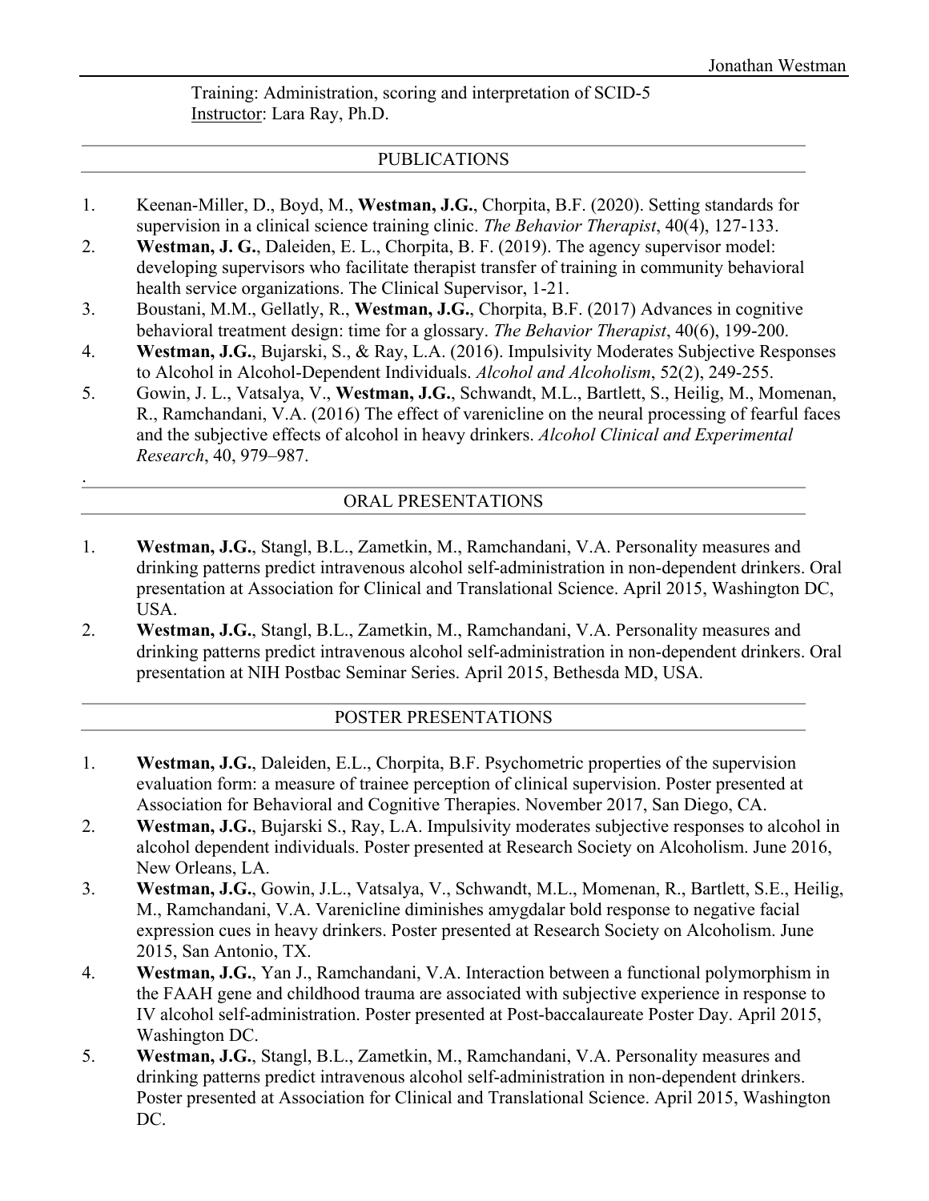Training: Administration, scoring and interpretation of SCID-5
Instructor: Lara Ray, Ph.D.

## PUBLICATIONS

1. Keenan-Miller, D., Boyd, M., **Westman, J.G.**, Chorpita, B.F. (2020). Setting standards for supervision in a clinical science training clinic. *The Behavior Therapist*, 40(4), 127-133.
2. **Westman, J. G.**, Daleiden, E. L., Chorpita, B. F. (2019). The agency supervisor model: developing supervisors who facilitate therapist transfer of training in community behavioral health service organizations. The Clinical Supervisor, 1-21.
3. Boustani, M.M., Gellatly, R., **Westman, J.G.**, Chorpita, B.F. (2017) Advances in cognitive behavioral treatment design: time for a glossary. *The Behavior Therapist*, 40(6), 199-200.
4. **Westman, J.G.**, Bujarski, S., & Ray, L.A. (2016). Impulsivity Moderates Subjective Responses to Alcohol in Alcohol-Dependent Individuals. *Alcohol and Alcoholism*, 52(2), 249-255.
5. Gowin, J. L., Vatsalya, V., **Westman, J.G.**, Schwandt, M.L., Bartlett, S., Heilig, M., Momenan, R., Ramchandani, V.A. (2016) The effect of varenicline on the neural processing of fearful faces and the subjective effects of alcohol in heavy drinkers. *Alcohol Clinical and Experimental Research*, 40, 979–987.

.

## ORAL PRESENTATIONS

1. **Westman, J.G.**, Stangl, B.L., Zametkin, M., Ramchandani, V.A. Personality measures and drinking patterns predict intravenous alcohol self-administration in non-dependent drinkers. Oral presentation at Association for Clinical and Translational Science. April 2015, Washington DC, USA.
2. **Westman, J.G.**, Stangl, B.L., Zametkin, M., Ramchandani, V.A. Personality measures and drinking patterns predict intravenous alcohol self-administration in non-dependent drinkers. Oral presentation at NIH Postbac Seminar Series. April 2015, Bethesda MD, USA.

## POSTER PRESENTATIONS

1. **Westman, J.G.**, Daleiden, E.L., Chorpita, B.F. Psychometric properties of the supervision evaluation form: a measure of trainee perception of clinical supervision. Poster presented at Association for Behavioral and Cognitive Therapies. November 2017, San Diego, CA.
2. **Westman, J.G.**, Bujarski S., Ray, L.A. Impulsivity moderates subjective responses to alcohol in alcohol dependent individuals. Poster presented at Research Society on Alcoholism. June 2016, New Orleans, LA.
3. **Westman, J.G.**, Gowin, J.L., Vatsalya, V., Schwandt, M.L., Momenan, R., Bartlett, S.E., Heilig, M., Ramchandani, V.A. Varenicline diminishes amygdalar bold response to negative facial expression cues in heavy drinkers. Poster presented at Research Society on Alcoholism. June 2015, San Antonio, TX.
4. **Westman, J.G.**, Yan J., Ramchandani, V.A. Interaction between a functional polymorphism in the FAAH gene and childhood trauma are associated with subjective experience in response to IV alcohol self-administration. Poster presented at Post-baccalaureate Poster Day. April 2015, Washington DC.
5. **Westman, J.G.**, Stangl, B.L., Zametkin, M., Ramchandani, V.A. Personality measures and drinking patterns predict intravenous alcohol self-administration in non-dependent drinkers. Poster presented at Association for Clinical and Translational Science. April 2015, Washington DC.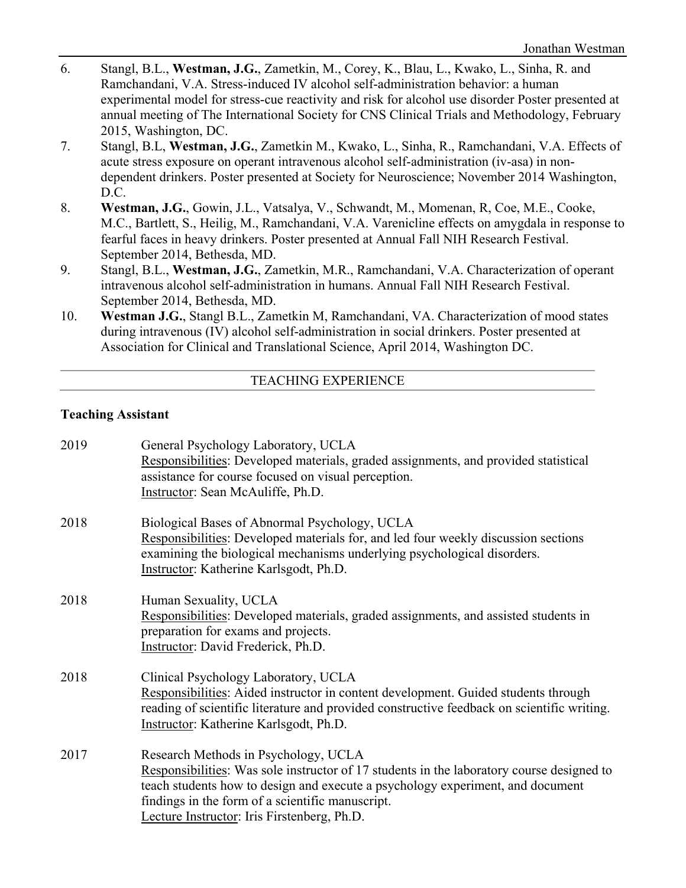6. Stangl, B.L., **Westman, J.G.**, Zametkin, M., Corey, K., Blau, L., Kwako, L., Sinha, R. and Ramchandani, V.A. Stress-induced IV alcohol self-administration behavior: a human experimental model for stress-cue reactivity and risk for alcohol use disorder Poster presented at annual meeting of The International Society for CNS Clinical Trials and Methodology, February 2015, Washington, DC.
7. Stangl, B.L, **Westman, J.G.**, Zametkin M., Kwako, L., Sinha, R., Ramchandani, V.A. Effects of acute stress exposure on operant intravenous alcohol self-administration (iv-asa) in non-dependent drinkers. Poster presented at Society for Neuroscience; November 2014 Washington, D.C.
8. **Westman, J.G.**, Gowin, J.L., Vatsalya, V., Schwandt, M., Momenan, R, Coe, M.E., Cooke, M.C., Bartlett, S., Heilig, M., Ramchandani, V.A. Varenicline effects on amygdala in response to fearful faces in heavy drinkers. Poster presented at Annual Fall NIH Research Festival. September 2014, Bethesda, MD.
9. Stangl, B.L., **Westman, J.G.**, Zametkin, M.R., Ramchandani, V.A. Characterization of operant intravenous alcohol self-administration in humans. Annual Fall NIH Research Festival. September 2014, Bethesda, MD.
10. **Westman J.G.**, Stangl B.L., Zametkin M, Ramchandani, VA. Characterization of mood states during intravenous (IV) alcohol self-administration in social drinkers. Poster presented at Association for Clinical and Translational Science, April 2014, Washington DC.

## TEACHING EXPERIENCE

**Teaching Assistant**

2019 — General Psychology Laboratory, UCLA
Responsibilities: Developed materials, graded assignments, and provided statistical assistance for course focused on visual perception.
Instructor: Sean McAuliffe, Ph.D.

2018 — Biological Bases of Abnormal Psychology, UCLA
Responsibilities: Developed materials for, and led four weekly discussion sections examining the biological mechanisms underlying psychological disorders.
Instructor: Katherine Karlsgodt, Ph.D.

2018 — Human Sexuality, UCLA
Responsibilities: Developed materials, graded assignments, and assisted students in preparation for exams and projects.
Instructor: David Frederick, Ph.D.

2018 — Clinical Psychology Laboratory, UCLA
Responsibilities: Aided instructor in content development. Guided students through reading of scientific literature and provided constructive feedback on scientific writing.
Instructor: Katherine Karlsgodt, Ph.D.

2017 — Research Methods in Psychology, UCLA
Responsibilities: Was sole instructor of 17 students in the laboratory course designed to teach students how to design and execute a psychology experiment, and document findings in the form of a scientific manuscript.
Lecture Instructor: Iris Firstenberg, Ph.D.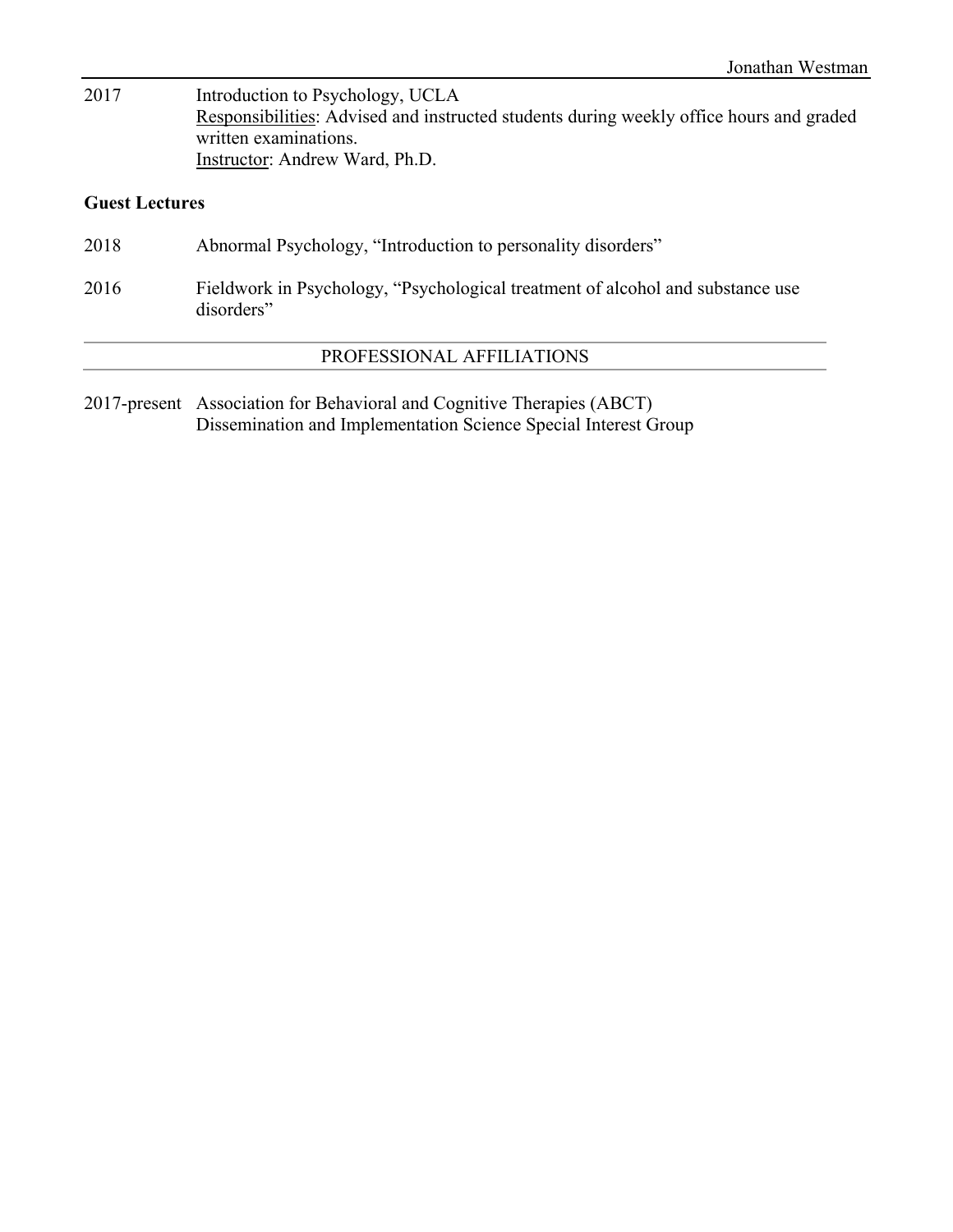2017 Introduction to Psychology, UCLA
Responsibilities: Advised and instructed students during weekly office hours and graded written examinations.
Instructor: Andrew Ward, Ph.D.

**Guest Lectures**

2018 Abnormal Psychology, "Introduction to personality disorders"

2016 Fieldwork in Psychology, "Psychological treatment of alcohol and substance use disorders"

## PROFESSIONAL AFFILIATIONS

2017-present Association for Behavioral and Cognitive Therapies (ABCT)
Dissemination and Implementation Science Special Interest Group